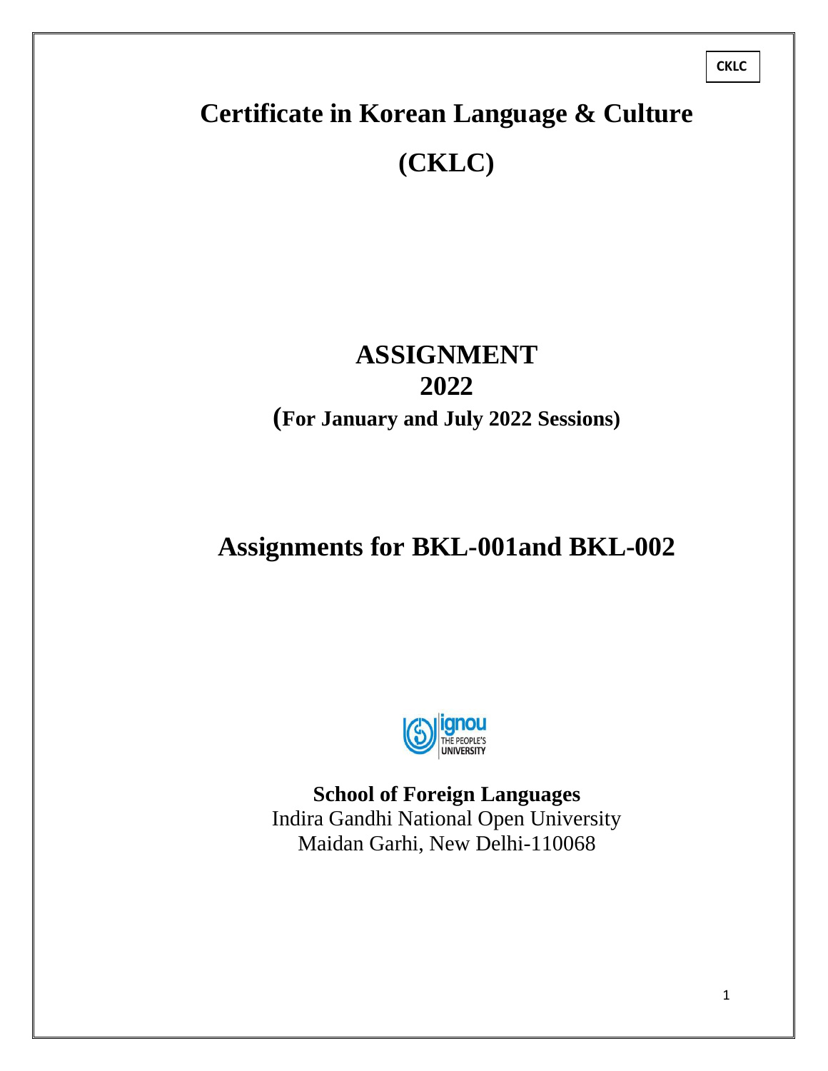CKLC

# Certificate in Korean Language & Culture

# (CKLC)

# ASSIGNMENT
# 2022

**(For January and July 2022 Sessions)**

# Assignments for BKL-001and BKL-002

**School of Foreign Languages**
Indira Gandhi National Open University
Maidan Garhi, New Delhi-110068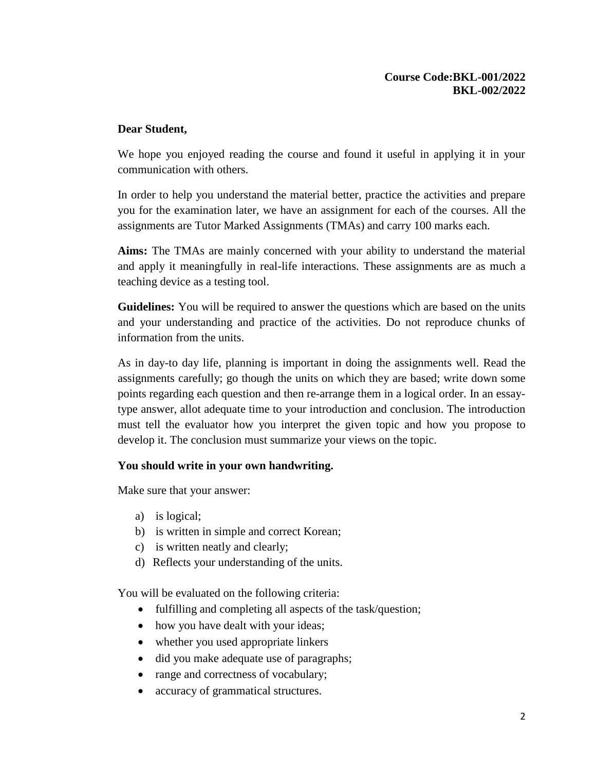**Course Code:BKL-001/2022**
**BKL-002/2022**

**Dear Student,**

We hope you enjoyed reading the course and found it useful in applying it in your communication with others.

In order to help you understand the material better, practice the activities and prepare you for the examination later, we have an assignment for each of the courses. All the assignments are Tutor Marked Assignments (TMAs) and carry 100 marks each.

**Aims:** The TMAs are mainly concerned with your ability to understand the material and apply it meaningfully in real-life interactions. These assignments are as much a teaching device as a testing tool.

**Guidelines:** You will be required to answer the questions which are based on the units and your understanding and practice of the activities. Do not reproduce chunks of information from the units.

As in day-to day life, planning is important in doing the assignments well. Read the assignments carefully; go though the units on which they are based; write down some points regarding each question and then re-arrange them in a logical order. In an essay-type answer, allot adequate time to your introduction and conclusion. The introduction must tell the evaluator how you interpret the given topic and how you propose to develop it. The conclusion must summarize your views on the topic.

**You should write in your own handwriting.**

Make sure that your answer:

a) is logical;
b) is written in simple and correct Korean;
c) is written neatly and clearly;
d) Reflects your understanding of the units.

You will be evaluated on the following criteria:

- fulfilling and completing all aspects of the task/question;
- how you have dealt with your ideas;
- whether you used appropriate linkers
- did you make adequate use of paragraphs;
- range and correctness of vocabulary;
- accuracy of grammatical structures.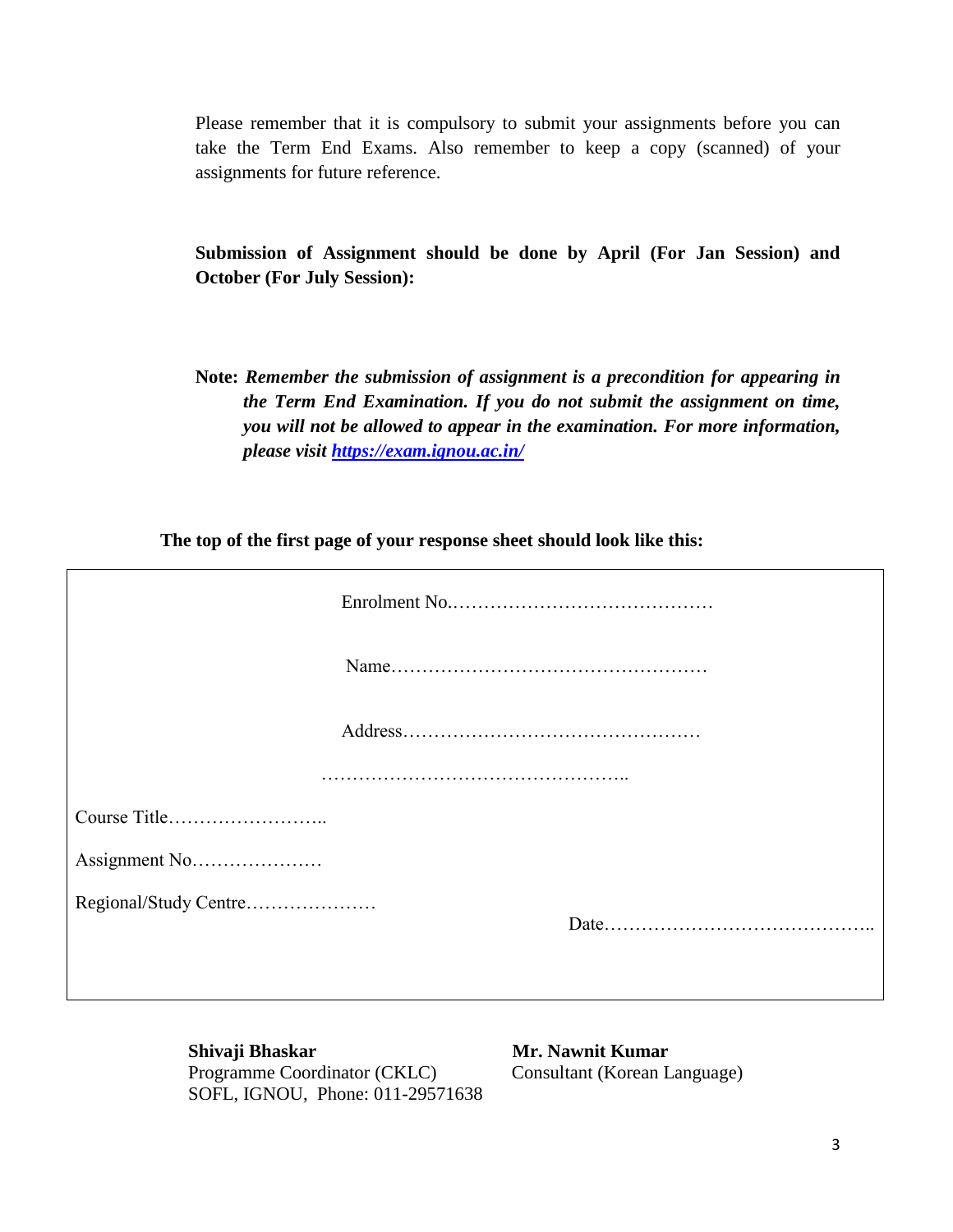Please remember that it is compulsory to submit your assignments before you can take the Term End Exams. Also remember to keep a copy (scanned) of your assignments for future reference.

**Submission of Assignment should be done by April (For Jan Session) and October (For July Session):**

**Note:** ***Remember the submission of assignment is a precondition for appearing in the Term End Examination. If you do not submit the assignment on time, you will not be allowed to appear in the examination. For more information, please visit [https://exam.ignou.ac.in/](https://exam.ignou.ac.in/)***

**The top of the first page of your response sheet should look like this:**

Enrolment No.……………………………………

Name……………………………………………

Address…………………………………………

…………………………………………..

Course Title……………………..

Assignment No…………………

Regional/Study Centre…………………

Date……………………………………..

**Shivaji Bhaskar**
Programme Coordinator (CKLC)
SOFL, IGNOU, Phone: 011-29571638

**Mr. Nawnit Kumar**
Consultant (Korean Language)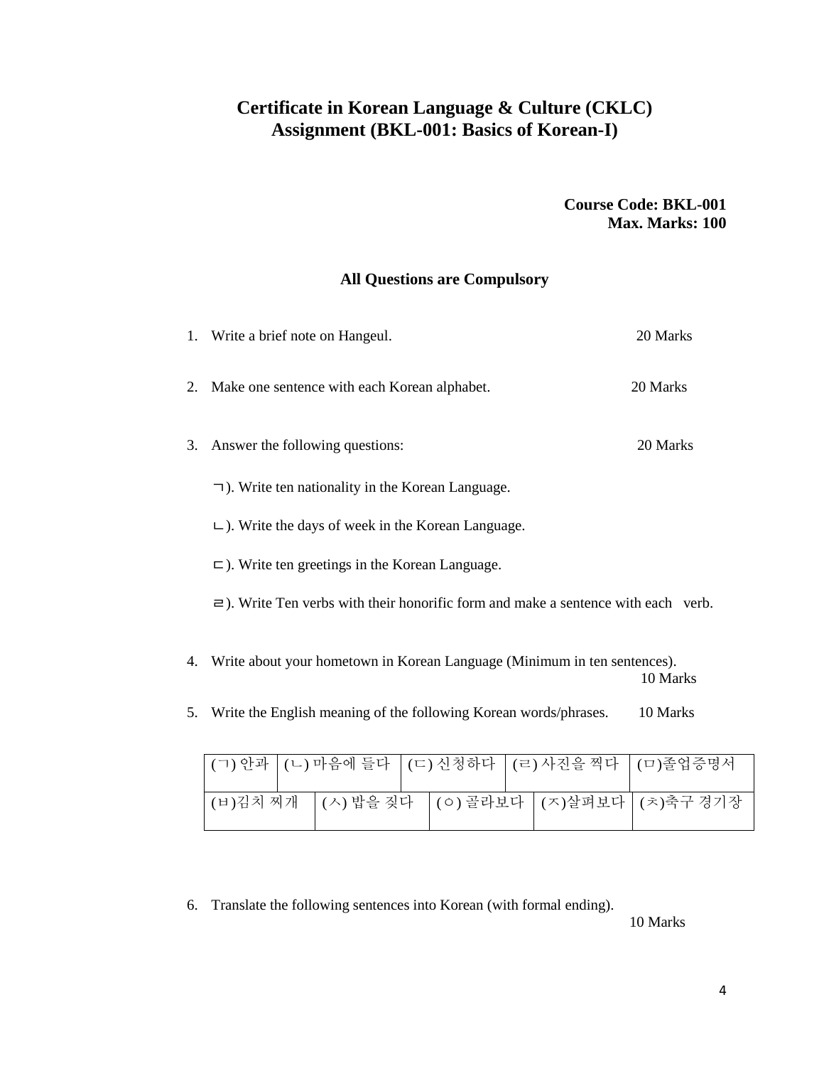# Certificate in Korean Language & Culture (CKLC)
# Assignment (BKL-001: Basics of Korean-I)

**Course Code: BKL-001**
**Max. Marks: 100**

**All Questions are Compulsory**

1. Write a brief note on Hangeul. 20 Marks

2. Make one sentence with each Korean alphabet. 20 Marks

3. Answer the following questions: 20 Marks

   ㄱ). Write ten nationality in the Korean Language.

   ㄴ). Write the days of week in the Korean Language.

   ㄷ). Write ten greetings in the Korean Language.

   ㄹ). Write Ten verbs with their honorific form and make a sentence with each verb.

4. Write about your hometown in Korean Language (Minimum in ten sentences). 10 Marks

5. Write the English meaning of the following Korean words/phrases. 10 Marks

| (ㄱ) 안과 | (ㄴ) 마음에 들다 | (ㄷ) 신청하다 | (ㄹ) 사진을 찍다 | (ㅁ)졸업증명서 |
|---|---|---|---|---|
| (ㅂ)김치 찌개 | (ㅅ) 밥을 짓다 | (ㅇ) 골라보다 | (ㅈ)살펴보다 | (ㅊ)축구 경기장 |

6. Translate the following sentences into Korean (with formal ending). 10 Marks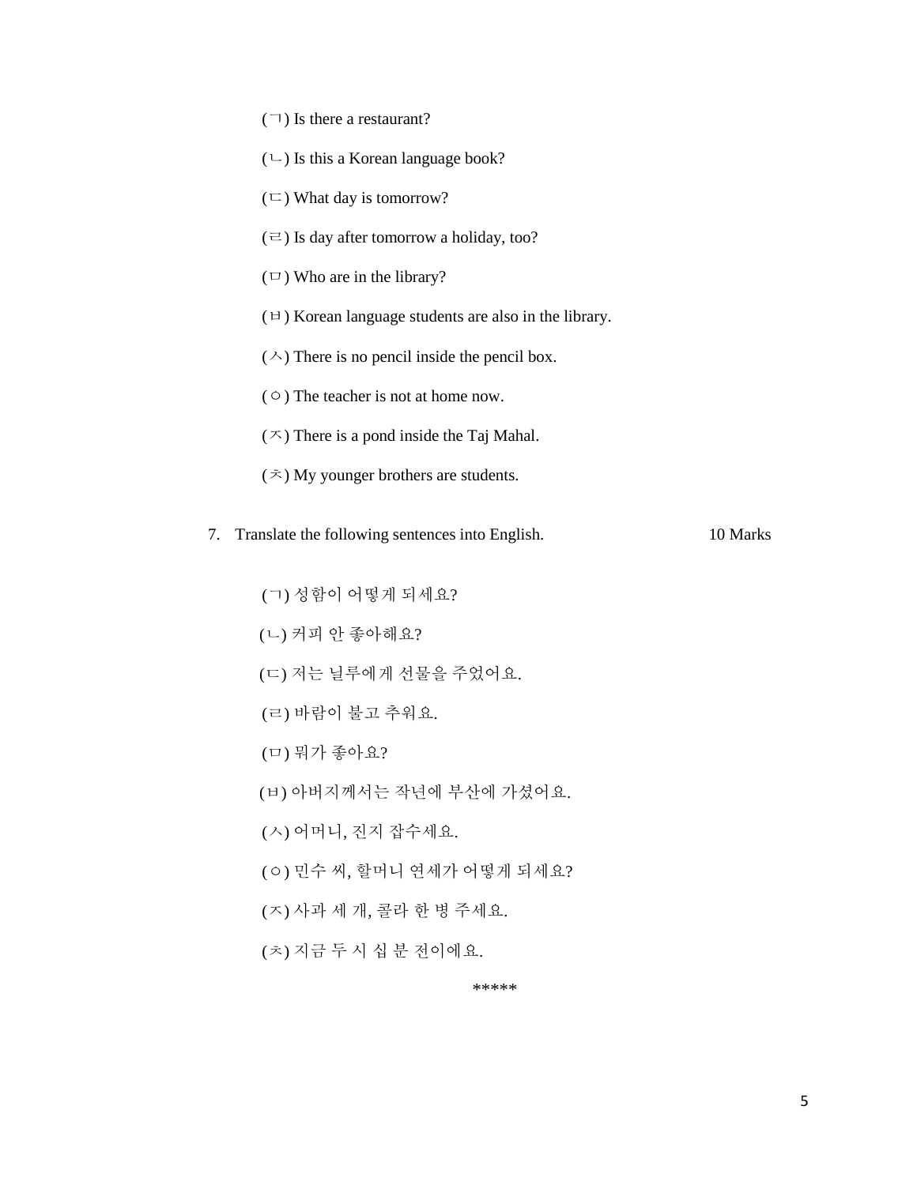(ㄱ) Is there a restaurant?

(ㄴ) Is this a Korean language book?

(ㄷ) What day is tomorrow?

(ㄹ) Is day after tomorrow a holiday, too?

(ㅁ) Who are in the library?

(ㅂ) Korean language students are also in the library.

(ㅅ) There is no pencil inside the pencil box.

(ㅇ) The teacher is not at home now.

(ㅈ) There is a pond inside the Taj Mahal.

(ㅊ) My younger brothers are students.

7. Translate the following sentences into English. 10 Marks

(ㄱ) 성함이 어떻게 되세요?

(ㄴ) 커피 안 좋아해요?

(ㄷ) 저는 닐루에게 선물을 주었어요.

(ㄹ) 바람이 불고 추워요.

(ㅁ) 뭐가 좋아요?

(ㅂ) 아버지께서는 작년에 부산에 가셨어요.

(ㅅ) 어머니, 진지 잡수세요.

(ㅇ) 민수 씨, 할머니 연세가 어떻게 되세요?

(ㅈ) 사과 세 개, 콜라 한 병 주세요.

(ㅊ) 지금 두 시 십 분 전이에요.

*****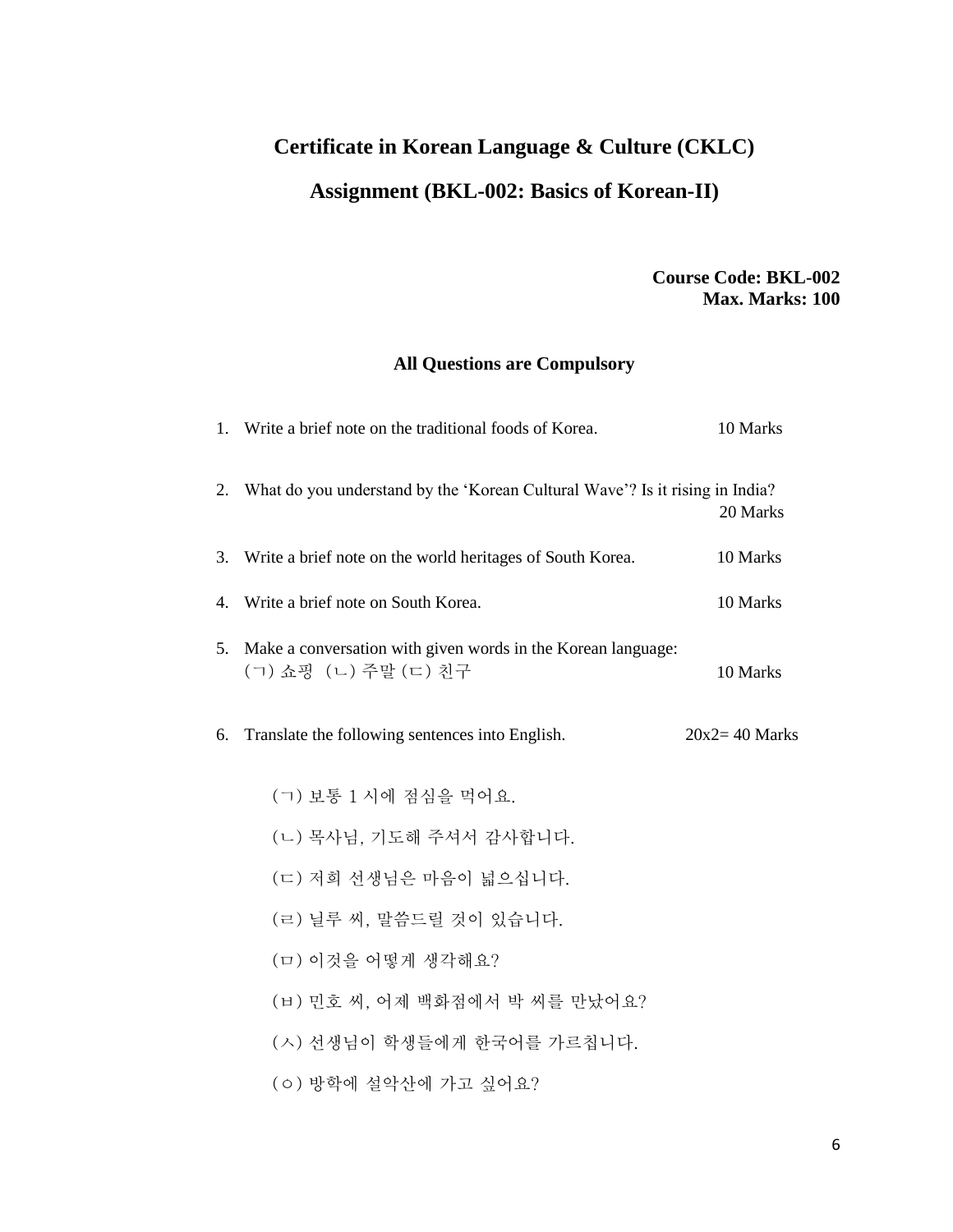# Certificate in Korean Language & Culture (CKLC)

## Assignment (BKL-002: Basics of Korean-II)

**Course Code: BKL-002**
**Max. Marks: 100**

### All Questions are Compulsory

1. Write a brief note on the traditional foods of Korea. 10 Marks

2. What do you understand by the 'Korean Cultural Wave'? Is it rising in India? 20 Marks

3. Write a brief note on the world heritages of South Korea. 10 Marks

4. Write a brief note on South Korea. 10 Marks

5. Make a conversation with given words in the Korean language:
   (ㄱ) 쇼핑 (ㄴ) 주말 (ㄷ) 친구 10 Marks

6. Translate the following sentences into English. 20x2= 40 Marks

   (ㄱ) 보통 1 시에 점심을 먹어요.

   (ㄴ) 목사님, 기도해 주셔서 감사합니다.

   (ㄷ) 저희 선생님은 마음이 넓으십니다.

   (ㄹ) 닐루 씨, 말씀드릴 것이 있습니다.

   (ㅁ) 이것을 어떻게 생각해요?

   (ㅂ) 민호 씨, 어제 백화점에서 박 씨를 만났어요?

   (ㅅ) 선생님이 학생들에게 한국어를 가르칩니다.

   (ㅇ) 방학에 설악산에 가고 싶어요?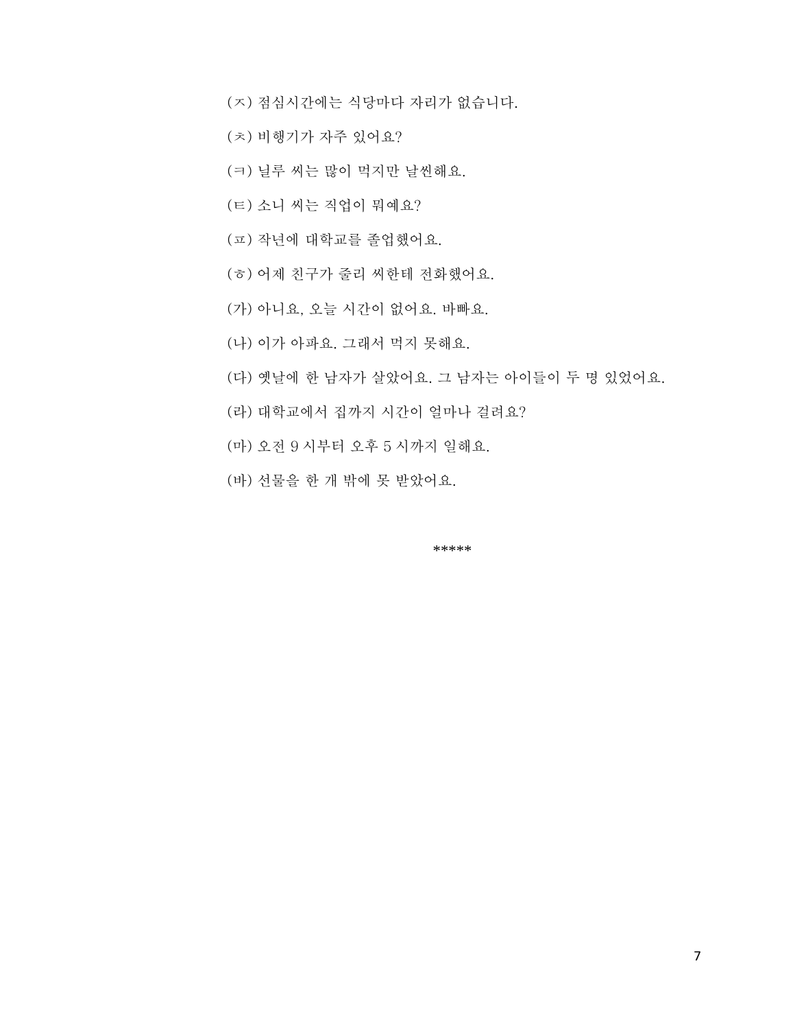(ㅈ) 점심시간에는 식당마다 자리가 없습니다.

(ㅊ) 비행기가 자주 있어요?

(ㅋ) 닐루 씨는 많이 먹지만 날씬해요.

(ㅌ) 소니 씨는 직업이 뭐예요?

(ㅍ) 작년에 대학교를 졸업했어요.

(ㅎ) 어제 친구가 줄리 씨한테 전화했어요.

(가) 아니요, 오늘 시간이 없어요. 바빠요.

(나) 이가 아파요. 그래서 먹지 못해요.

(다) 옛날에 한 남자가 살았어요. 그 남자는 아이들이 두 명 있었어요.

(라) 대학교에서 집까지 시간이 얼마나 걸려요?

(마) 오전 9 시부터 오후 5 시까지 일해요.

(바) 선물을 한 개 밖에 못 받았어요.

*****